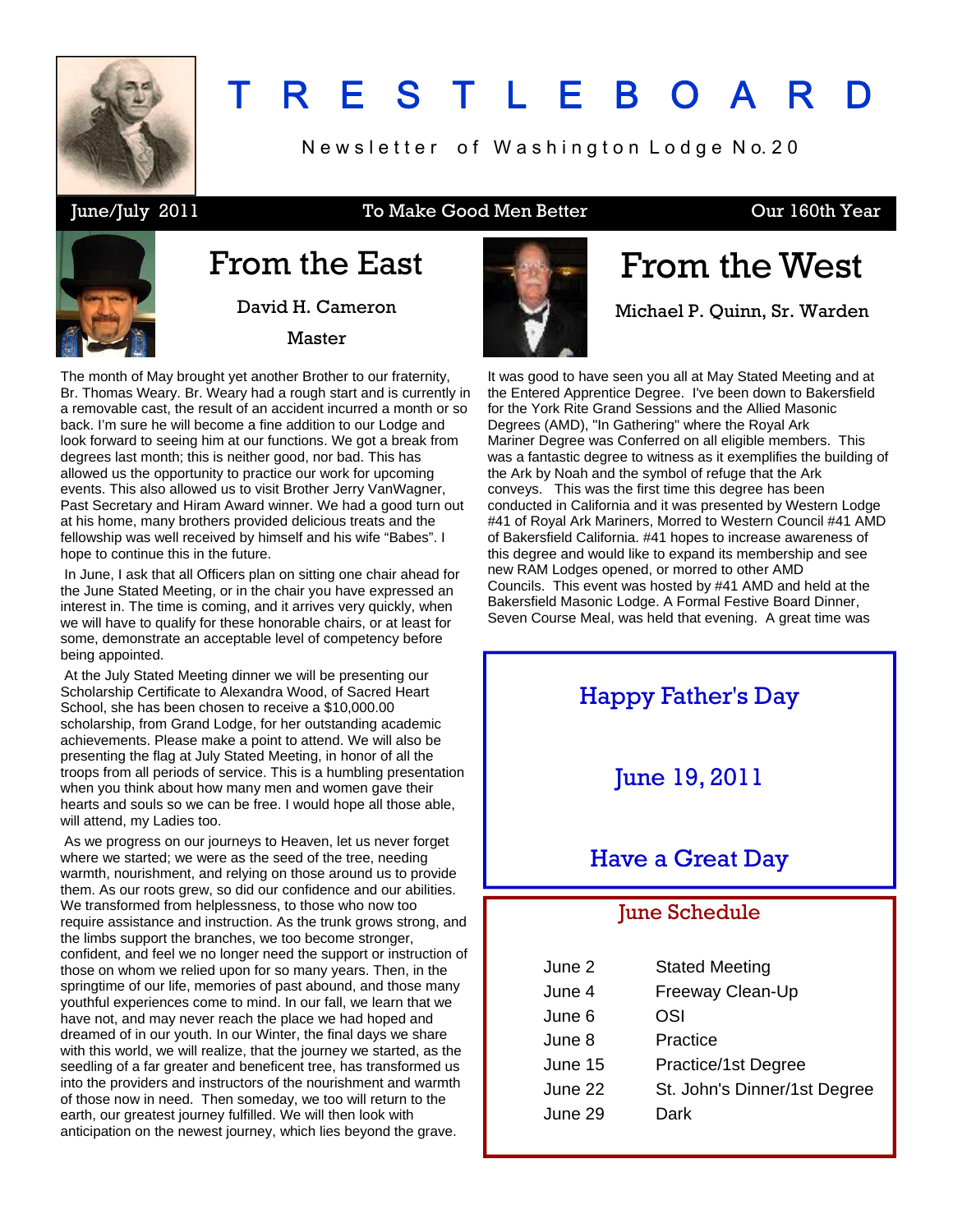# TRESTLEBOARD

Newsletter of Washington Lodge No. 20

June/July 2011 | To Make Good Men Better | Our 160th Year

## From the East

David H. Cameron

Master

The month of May brought yet another Brother to our fraternity, Br. Thomas Weary. Br. Weary had a rough start and is currently in a removable cast, the result of an accident incurred a month or so back. I'm sure he will become a fine addition to our Lodge and look forward to seeing him at our functions. We got a break from degrees last month; this is neither good, nor bad. This has allowed us the opportunity to practice our work for upcoming events. This also allowed us to visit Brother Jerry VanWagner, Past Secretary and Hiram Award winner. We had a good turn out at his home, many brothers provided delicious treats and the fellowship was well received by himself and his wife "Babes". I hope to continue this in the future.

In June, I ask that all Officers plan on sitting one chair ahead for the June Stated Meeting, or in the chair you have expressed an interest in. The time is coming, and it arrives very quickly, when we will have to qualify for these honorable chairs, or at least for some, demonstrate an acceptable level of competency before being appointed.

At the July Stated Meeting dinner we will be presenting our Scholarship Certificate to Alexandra Wood, of Sacred Heart School, she has been chosen to receive a $10,000.00 scholarship, from Grand Lodge, for her outstanding academic achievements. Please make a point to attend. We will also be presenting the flag at July Stated Meeting, in honor of all the troops from all periods of service. This is a humbling presentation when you think about how many men and women gave their hearts and souls so we can be free. I would hope all those able, will attend, my Ladies too.

As we progress on our journeys to Heaven, let us never forget where we started; we were as the seed of the tree, needing warmth, nourishment, and relying on those around us to provide them. As our roots grew, so did our confidence and our abilities. We transformed from helplessness, to those who now too require assistance and instruction. As the trunk grows strong, and the limbs support the branches, we too become stronger, confident, and feel we no longer need the support or instruction of those on whom we relied upon for so many years. Then, in the springtime of our life, memories of past abound, and those many youthful experiences come to mind. In our fall, we learn that we have not, and may never reach the place we had hoped and dreamed of in our youth. In our Winter, the final days we share with this world, we will realize, that the journey we started, as the seedling of a far greater and beneficent tree, has transformed us into the providers and instructors of the nourishment and warmth of those now in need. Then someday, we too will return to the earth, our greatest journey fulfilled. We will then look with anticipation on the newest journey, which lies beyond the grave.

## From the West

Michael P. Quinn, Sr. Warden

It was good to have seen you all at May Stated Meeting and at the Entered Apprentice Degree. I've been down to Bakersfield for the York Rite Grand Sessions and the Allied Masonic Degrees (AMD), "In Gathering" where the Royal Ark Mariner Degree was Conferred on all eligible members. This was a fantastic degree to witness as it exemplifies the building of the Ark by Noah and the symbol of refuge that the Ark conveys. This was the first time this degree has been conducted in California and it was presented by Western Lodge #41 of Royal Ark Mariners, Morred to Western Council #41 AMD of Bakersfield California. #41 hopes to increase awareness of this degree and would like to expand its membership and see new RAM Lodges opened, or morred to other AMD Councils. This event was hosted by #41 AMD and held at the Bakersfield Masonic Lodge. A Formal Festive Board Dinner, Seven Course Meal, was held that evening. A great time was

---

**Happy Father's Day**

**June 19, 2011**

**Have a Great Day**

---

### June Schedule

| Date | Event |
|---|---|
| June 2 | Stated Meeting |
| June 4 | Freeway Clean-Up |
| June 6 | OSI |
| June 8 | Practice |
| June 15 | Practice/1st Degree |
| June 22 | St. John's Dinner/1st Degree |
| June 29 | Dark |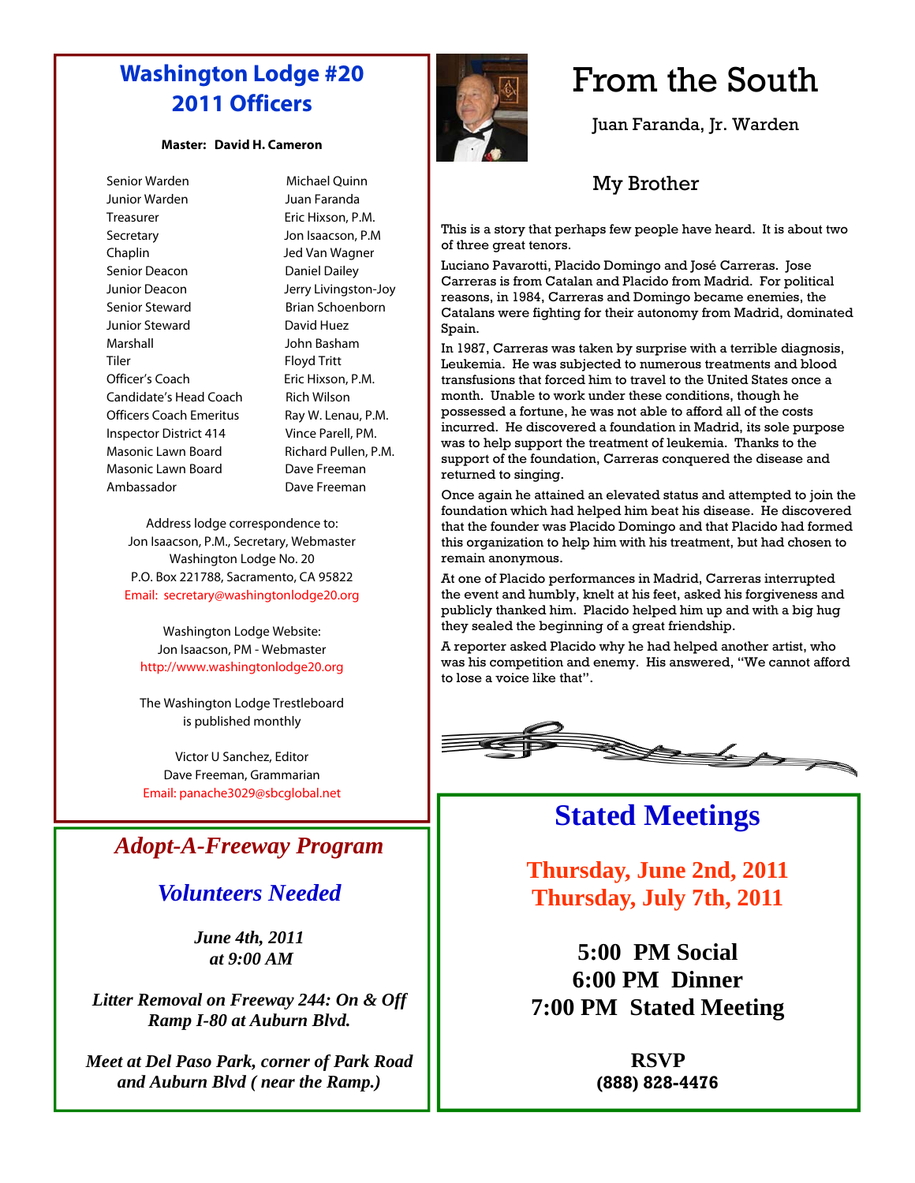# Washington Lodge #20
# 2011 Officers

**Master: David H. Cameron**

| | |
|---|---|
| Senior Warden | Michael Quinn |
| Junior Warden | Juan Faranda |
| Treasurer | Eric Hixson, P.M. |
| Secretary | Jon Isaacson, P.M |
| Chaplin | Jed Van Wagner |
| Senior Deacon | Daniel Dailey |
| Junior Deacon | Jerry Livingston-Joy |
| Senior Steward | Brian Schoenborn |
| Junior Steward | David Huez |
| Marshall | John Basham |
| Tiler | Floyd Tritt |
| Officer's Coach | Eric Hixson, P.M. |
| Candidate's Head Coach | Rich Wilson |
| Officers Coach Emeritus | Ray W. Lenau, P.M. |
| Inspector District 414 | Vince Parell, PM. |
| Masonic Lawn Board | Richard Pullen, P.M. |
| Masonic Lawn Board | Dave Freeman |
| Ambassador | Dave Freeman |

Address lodge correspondence to:
Jon Isaacson, P.M., Secretary, Webmaster
Washington Lodge No. 20
P.O. Box 221788, Sacramento, CA 95822
Email: secretary@washingtonlodge20.org

Washington Lodge Website:
Jon Isaacson, PM - Webmaster
http://www.washingtonlodge20.org

The Washington Lodge Trestleboard
is published monthly

Victor U Sanchez, Editor
Dave Freeman, Grammarian
Email: panache3029@sbcglobal.net

## *Adopt-A-Freeway Program*

### *Volunteers Needed*

***June 4th, 2011***
***at 9:00 AM***

***Litter Removal on Freeway 244: On & Off Ramp I-80 at Auburn Blvd.***

***Meet at Del Paso Park, corner of Park Road and Auburn Blvd ( near the Ramp.)***

# From the South

Juan Faranda, Jr. Warden

## My Brother

This is a story that perhaps few people have heard. It is about two of three great tenors.

Luciano Pavarotti, Placido Domingo and José Carreras. Jose Carreras is from Catalan and Placido from Madrid. For political reasons, in 1984, Carreras and Domingo became enemies, the Catalans were fighting for their autonomy from Madrid, dominated Spain.

In 1987, Carreras was taken by surprise with a terrible diagnosis, Leukemia. He was subjected to numerous treatments and blood transfusions that forced him to travel to the United States once a month. Unable to work under these conditions, though he possessed a fortune, he was not able to afford all of the costs incurred. He discovered a foundation in Madrid, its sole purpose was to help support the treatment of leukemia. Thanks to the support of the foundation, Carreras conquered the disease and returned to singing.

Once again he attained an elevated status and attempted to join the foundation which had helped him beat his disease. He discovered that the founder was Placido Domingo and that Placido had formed this organization to help him with his treatment, but had chosen to remain anonymous.

At one of Placido performances in Madrid, Carreras interrupted the event and humbly, knelt at his feet, asked his forgiveness and publicly thanked him. Placido helped him up and with a big hug they sealed the beginning of a great friendship.

A reporter asked Placido why he had helped another artist, who was his competition and enemy. His answered, "We cannot afford to lose a voice like that".

## Stated Meetings

**Thursday, June 2nd, 2011**
**Thursday, July 7th, 2011**

**5:00 PM Social**
**6:00 PM Dinner**
**7:00 PM Stated Meeting**

**RSVP**
**(888) 828-4476**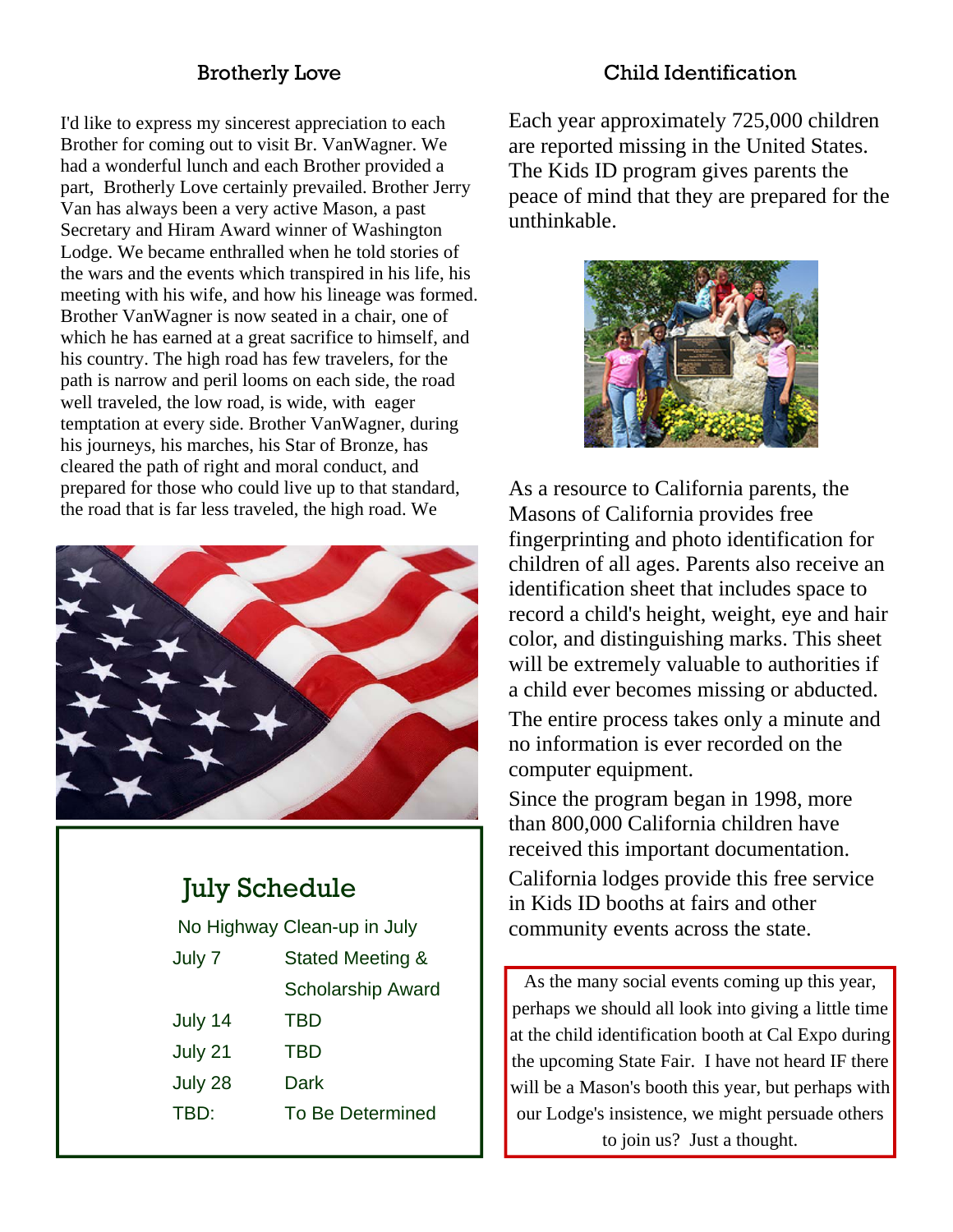## Brotherly Love

I'd like to express my sincerest appreciation to each Brother for coming out to visit Br. VanWagner. We had a wonderful lunch and each Brother provided a part, Brotherly Love certainly prevailed. Brother Jerry Van has always been a very active Mason, a past Secretary and Hiram Award winner of Washington Lodge. We became enthralled when he told stories of the wars and the events which transpired in his life, his meeting with his wife, and how his lineage was formed. Brother VanWagner is now seated in a chair, one of which he has earned at a great sacrifice to himself, and his country. The high road has few travelers, for the path is narrow and peril looms on each side, the road well traveled, the low road, is wide, with eager temptation at every side. Brother VanWagner, during his journeys, his marches, his Star of Bronze, has cleared the path of right and moral conduct, and prepared for those who could live up to that standard, the road that is far less traveled, the high road. We

## July Schedule

No Highway Clean-up in July

| | |
|---|---|
| July 7 | Stated Meeting & Scholarship Award |
| July 14 | TBD |
| July 21 | TBD |
| July 28 | Dark |
| TBD: | To Be Determined |

## Child Identification

Each year approximately 725,000 children are reported missing in the United States. The Kids ID program gives parents the peace of mind that they are prepared for the unthinkable.

As a resource to California parents, the Masons of California provides free fingerprinting and photo identification for children of all ages. Parents also receive an identification sheet that includes space to record a child's height, weight, eye and hair color, and distinguishing marks. This sheet will be extremely valuable to authorities if a child ever becomes missing or abducted.

The entire process takes only a minute and no information is ever recorded on the computer equipment.

Since the program began in 1998, more than 800,000 California children have received this important documentation.

California lodges provide this free service in Kids ID booths at fairs and other community events across the state.

As the many social events coming up this year, perhaps we should all look into giving a little time at the child identification booth at Cal Expo during the upcoming State Fair. I have not heard IF there will be a Mason's booth this year, but perhaps with our Lodge's insistence, we might persuade others to join us? Just a thought.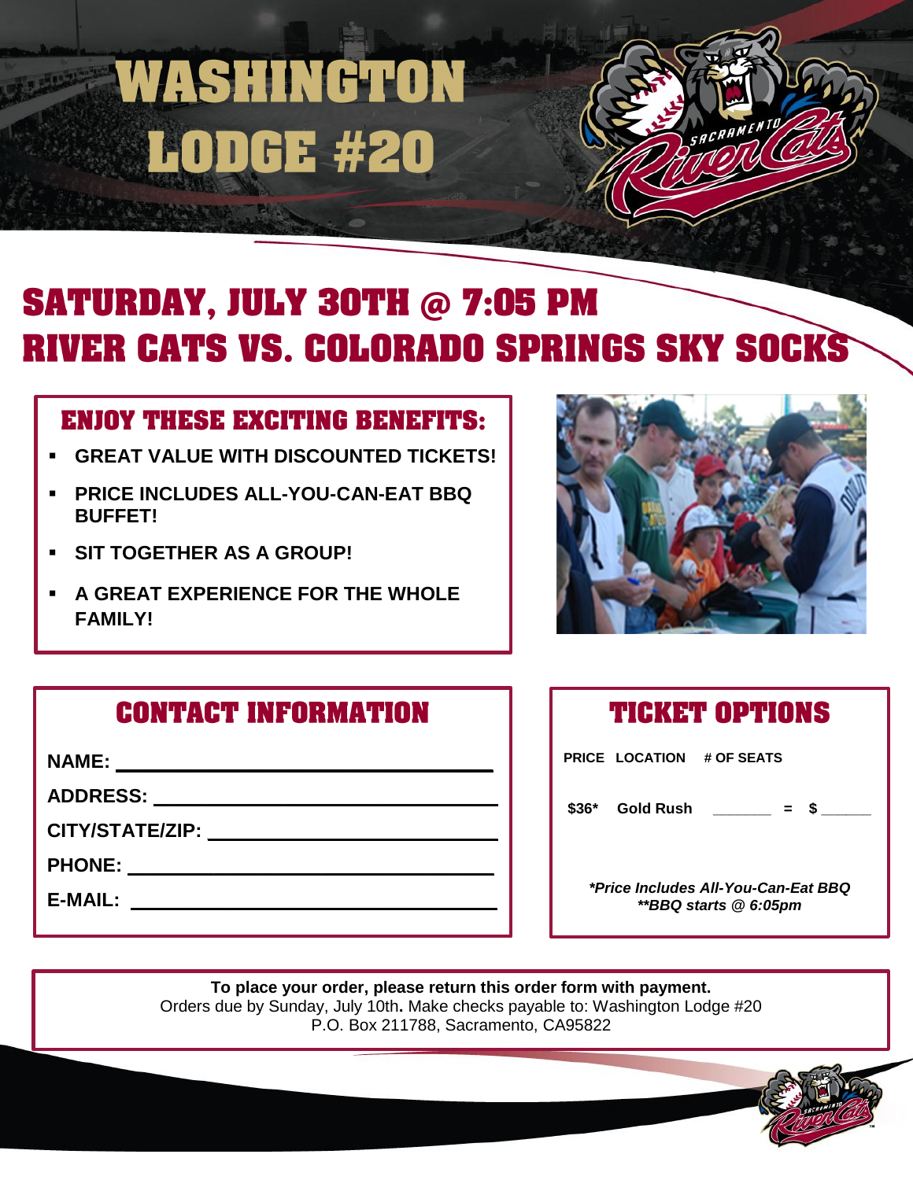# WASHINGTON LODGE #20

## SATURDAY, JULY 30TH @ 7:05 PM
## RIVER CATS VS. COLORADO SPRINGS SKY SOCKS

### ENJOY THESE EXCITING BENEFITS:

- **GREAT VALUE WITH DISCOUNTED TICKETS!**
- **PRICE INCLUDES ALL-YOU-CAN-EAT BBQ BUFFET!**
- **SIT TOGETHER AS A GROUP!**
- **A GREAT EXPERIENCE FOR THE WHOLE FAMILY!**

### CONTACT INFORMATION

**NAME:** ______________________________

**ADDRESS:** ______________________________

**CITY/STATE/ZIP:** ______________________________

**PHONE:** ______________________________

**E-MAIL:** ______________________________

### TICKET OPTIONS

| PRICE | LOCATION | # OF SEATS | | |
|---|---|---|---|---|
| $36* | Gold Rush | _______ | = | $ ______ |

*\*Price Includes All-You-Can-Eat BBQ*
*\*\*BBQ starts @ 6:05pm*

**To place your order, please return this order form with payment.**
Orders due by Sunday, July 10th**.** Make checks payable to: Washington Lodge #20
P.O. Box 211788, Sacramento, CA95822